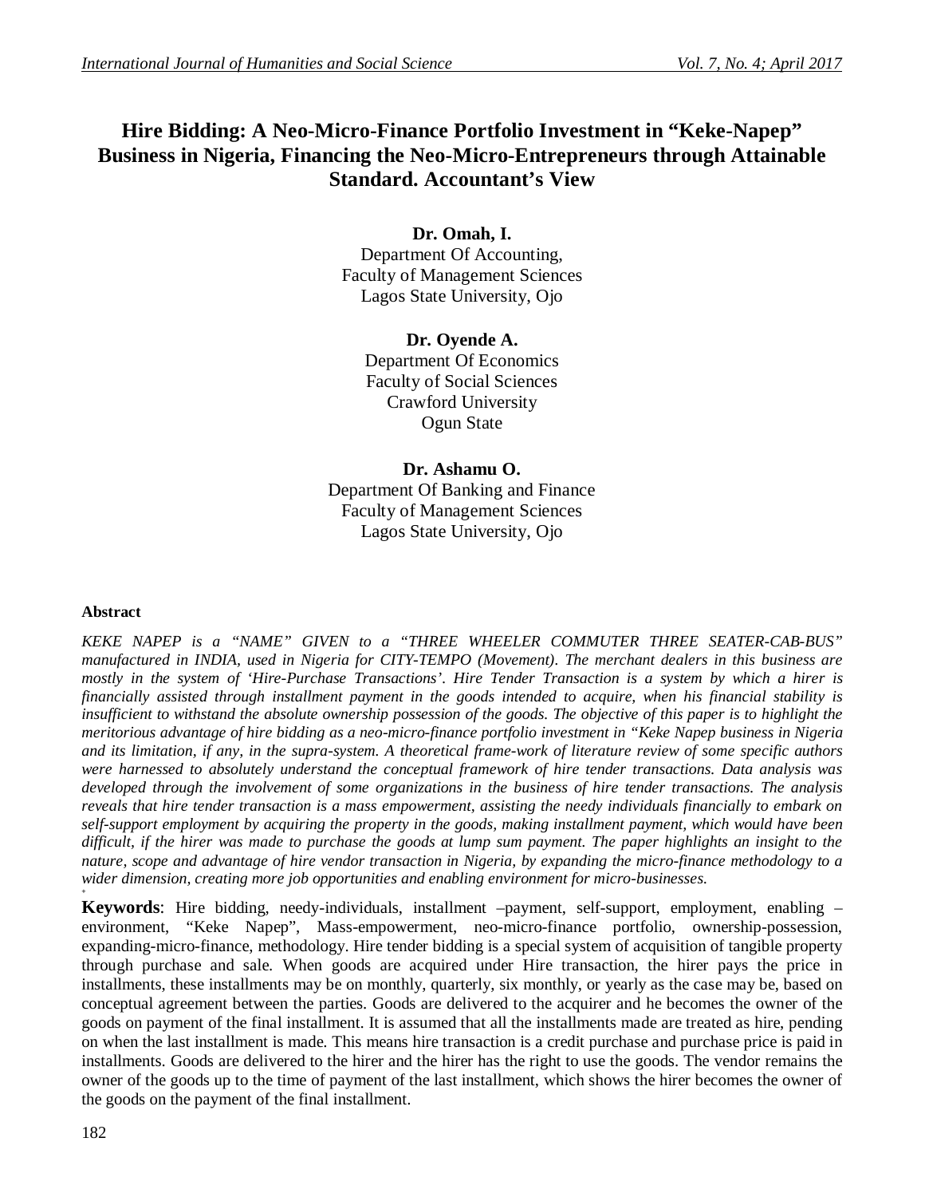# Hire Bidding: A Neo-Micro-Finance Portfolio Investment in "Keke-Napep" Business in Nigeria, Financing the Neo-Micro-Entrepreneurs through Attainable Standard. Accountant's View

**Dr. Omah, I.**
Department Of Accounting,
Faculty of Management Sciences
Lagos State University, Ojo

**Dr. Oyende A.**
Department Of Economics
Faculty of Social Sciences
Crawford University
Ogun State

**Dr. Ashamu O.**
Department Of Banking and Finance
Faculty of Management Sciences
Lagos State University, Ojo

### Abstract

*KEKE NAPEP is a "NAME" GIVEN to a "THREE WHEELER COMMUTER THREE SEATER-CAB-BUS" manufactured in INDIA, used in Nigeria for CITY-TEMPO (Movement). The merchant dealers in this business are mostly in the system of 'Hire-Purchase Transactions'. Hire Tender Transaction is a system by which a hirer is financially assisted through installment payment in the goods intended to acquire, when his financial stability is insufficient to withstand the absolute ownership possession of the goods. The objective of this paper is to highlight the meritorious advantage of hire bidding as a neo-micro-finance portfolio investment in "Keke Napep business in Nigeria and its limitation, if any, in the supra-system. A theoretical frame-work of literature review of some specific authors were harnessed to absolutely understand the conceptual framework of hire tender transactions. Data analysis was developed through the involvement of some organizations in the business of hire tender transactions. The analysis reveals that hire tender transaction is a mass empowerment, assisting the needy individuals financially to embark on self-support employment by acquiring the property in the goods, making installment payment, which would have been difficult, if the hirer was made to purchase the goods at lump sum payment. The paper highlights an insight to the nature, scope and advantage of hire vendor transaction in Nigeria, by expanding the micro-finance methodology to a wider dimension, creating more job opportunities and enabling environment for micro-businesses.*

**Keywords**: Hire bidding, needy-individuals, installment –payment, self-support, employment, enabling –environment, "Keke Napep", Mass-empowerment, neo-micro-finance portfolio, ownership-possession, expanding-micro-finance, methodology. Hire tender bidding is a special system of acquisition of tangible property through purchase and sale. When goods are acquired under Hire transaction, the hirer pays the price in installments, these installments may be on monthly, quarterly, six monthly, or yearly as the case may be, based on conceptual agreement between the parties. Goods are delivered to the acquirer and he becomes the owner of the goods on payment of the final installment. It is assumed that all the installments made are treated as hire, pending on when the last installment is made. This means hire transaction is a credit purchase and purchase price is paid in installments. Goods are delivered to the hirer and the hirer has the right to use the goods. The vendor remains the owner of the goods up to the time of payment of the last installment, which shows the hirer becomes the owner of the goods on the payment of the final installment.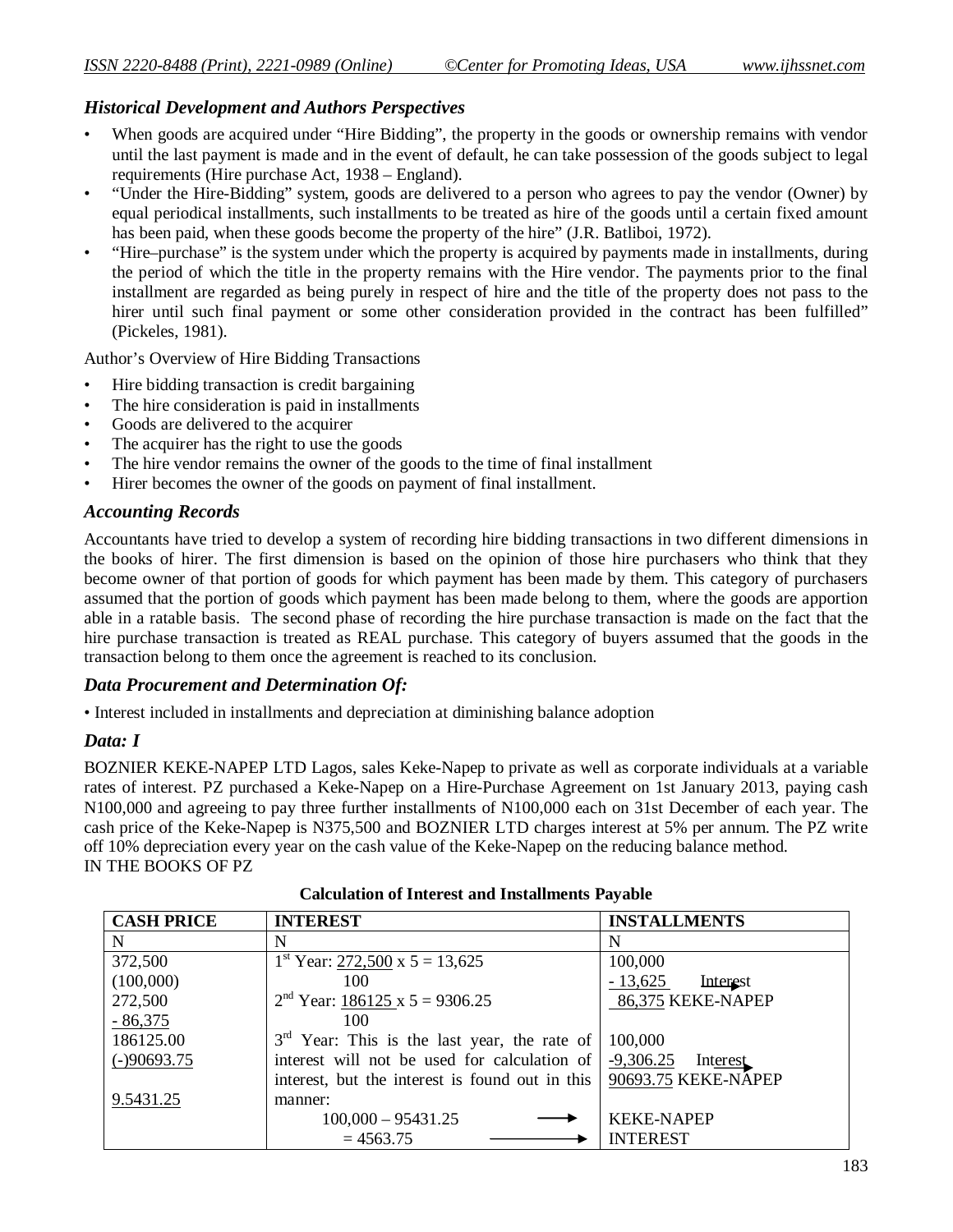### *Historical Development and Authors Perspectives*

- When goods are acquired under "Hire Bidding", the property in the goods or ownership remains with vendor until the last payment is made and in the event of default, he can take possession of the goods subject to legal requirements (Hire purchase Act, 1938 – England).
- "Under the Hire-Bidding" system, goods are delivered to a person who agrees to pay the vendor (Owner) by equal periodical installments, such installments to be treated as hire of the goods until a certain fixed amount has been paid, when these goods become the property of the hire" (J.R. Batliboi, 1972).
- "Hire–purchase" is the system under which the property is acquired by payments made in installments, during the period of which the title in the property remains with the Hire vendor. The payments prior to the final installment are regarded as being purely in respect of hire and the title of the property does not pass to the hirer until such final payment or some other consideration provided in the contract has been fulfilled" (Pickeles, 1981).

Author's Overview of Hire Bidding Transactions

- Hire bidding transaction is credit bargaining
- The hire consideration is paid in installments
- Goods are delivered to the acquirer
- The acquirer has the right to use the goods
- The hire vendor remains the owner of the goods to the time of final installment
- Hirer becomes the owner of the goods on payment of final installment.

### *Accounting Records*

Accountants have tried to develop a system of recording hire bidding transactions in two different dimensions in the books of hirer. The first dimension is based on the opinion of those hire purchasers who think that they become owner of that portion of goods for which payment has been made by them. This category of purchasers assumed that the portion of goods which payment has been made belong to them, where the goods are apportion able in a ratable basis. The second phase of recording the hire purchase transaction is made on the fact that the hire purchase transaction is treated as REAL purchase. This category of buyers assumed that the goods in the transaction belong to them once the agreement is reached to its conclusion.

### *Data Procurement and Determination Of:*

• Interest included in installments and depreciation at diminishing balance adoption

### *Data: I*

BOZNIER KEKE-NAPEP LTD Lagos, sales Keke-Napep to private as well as corporate individuals at a variable rates of interest. PZ purchased a Keke-Napep on a Hire-Purchase Agreement on 1st January 2013, paying cash N100,000 and agreeing to pay three further installments of N100,000 each on 31st December of each year. The cash price of the Keke-Napep is N375,500 and BOZNIER LTD charges interest at 5% per annum. The PZ write off 10% depreciation every year on the cash value of the Keke-Napep on the reducing balance method.

IN THE BOOKS OF PZ

**Calculation of Interest and Installments Payable**

| CASH PRICE | INTEREST | INSTALLMENTS |
|---|---|---|
| N | N | N |
| 372,500 | 1st Year: $\frac{272,500}{100} \times 5 = 13,625$ | 100,000 |
| (100,000) | | - 13,625 Interest |
| 272,500 | 2nd Year: $\frac{186125}{100} \times 5 = 9306.25$ | 86,375 KEKE-NAPEP |
| - 86,375 | | |
| 186125.00 | 3rd Year: This is the last year, the rate of | 100,000 |
| (-)90693.75 | interest will not be used for calculation of | -9,306.25 Interest |
| | interest, but the interest is found out in this | 90693.75 KEKE-NAPEP |
| 9.5431.25 | manner: | |
| | 100,000 – 95431.25 → | KEKE-NAPEP |
| | = 4563.75 → | INTEREST |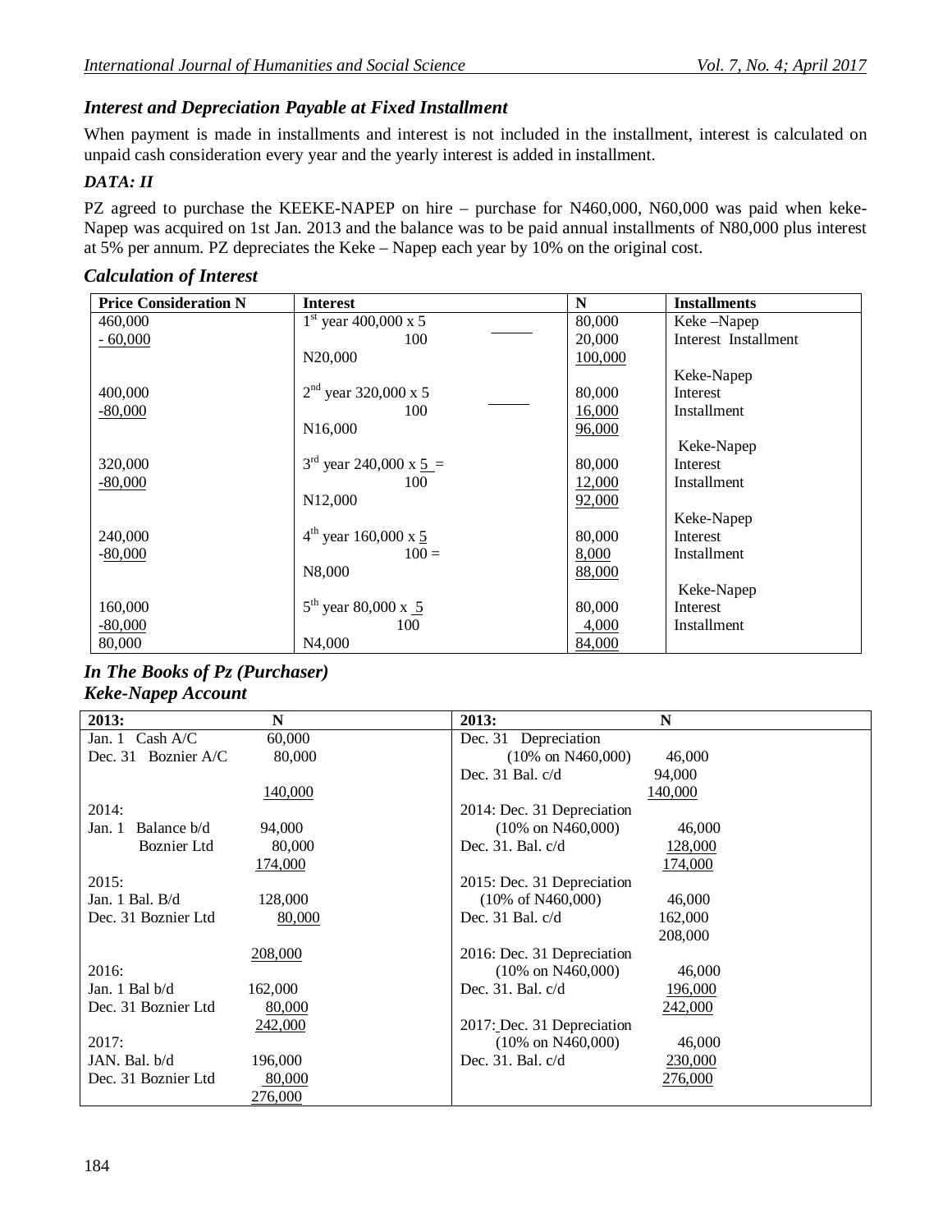### *Interest and Depreciation Payable at Fixed Installment*

When payment is made in installments and interest is not included in the installment, interest is calculated on unpaid cash consideration every year and the yearly interest is added in installment.

### *DATA: II*

PZ agreed to purchase the KEEKE-NAPEP on hire – purchase for N460,000, N60,000 was paid when keke-Napep was acquired on 1st Jan. 2013 and the balance was to be paid annual installments of N80,000 plus interest at 5% per annum. PZ depreciates the Keke – Napep each year by 10% on the original cost.

### *Calculation of Interest*

| Price Consideration N | Interest | N | Installments |
|---|---|---|---|
| 460,000 | 1st year 400,000 x 5 | 80,000 | Keke –Napep |
| - 60,000 | 100 | 20,000 | Interest Installment |
| | N20,000 | 100,000 | |
| | | | Keke-Napep |
| 400,000 | 2nd year 320,000 x 5 | 80,000 | Interest |
| -80,000 | 100 | 16,000 | Installment |
| | N16,000 | 96,000 | |
| | | | Keke-Napep |
| 320,000 | 3rd year 240,000 x 5 = | 80,000 | Interest |
| -80,000 | 100 | 12,000 | Installment |
| | N12,000 | 92,000 | |
| | | | Keke-Napep |
| 240,000 | 4th year 160,000 x 5 | 80,000 | Interest |
| -80,000 | 100 = | 8,000 | Installment |
| | N8,000 | 88,000 | |
| | | | Keke-Napep |
| 160,000 | 5th year 80,000 x 5 | 80,000 | Interest |
| -80,000 | 100 | 4,000 | Installment |
| 80,000 | N4,000 | 84,000 | |

### *In The Books of Pz (Purchaser)*
### *Keke-Napep Account*

| 2013: | N | 2013: | N |
|---|---|---|---|
| Jan. 1 Cash A/C | 60,000 | Dec. 31 Depreciation | |
| Dec. 31 Boznier A/C | 80,000 | (10% on N460,000) | 46,000 |
| | | Dec. 31 Bal. c/d | 94,000 |
| | 140,000 | | 140,000 |
| 2014: | | 2014: Dec. 31 Depreciation | |
| Jan. 1 Balance b/d | 94,000 | (10% on N460,000) | 46,000 |
| Boznier Ltd | 80,000 | Dec. 31. Bal. c/d | 128,000 |
| | 174,000 | | 174,000 |
| 2015: | | 2015: Dec. 31 Depreciation | |
| Jan. 1 Bal. B/d | 128,000 | (10% of N460,000) | 46,000 |
| Dec. 31 Boznier Ltd | 80,000 | Dec. 31 Bal. c/d | 162,000 |
| | | | 208,000 |
| | 208,000 | 2016: Dec. 31 Depreciation | |
| 2016: | | (10% on N460,000) | 46,000 |
| Jan. 1 Bal b/d | 162,000 | Dec. 31. Bal. c/d | 196,000 |
| Dec. 31 Boznier Ltd | 80,000 | | 242,000 |
| | 242,000 | 2017: Dec. 31 Depreciation | |
| 2017: | | (10% on N460,000) | 46,000 |
| JAN. Bal. b/d | 196,000 | Dec. 31. Bal. c/d | 230,000 |
| Dec. 31 Boznier Ltd | 80,000 | | 276,000 |
| | 276,000 | | |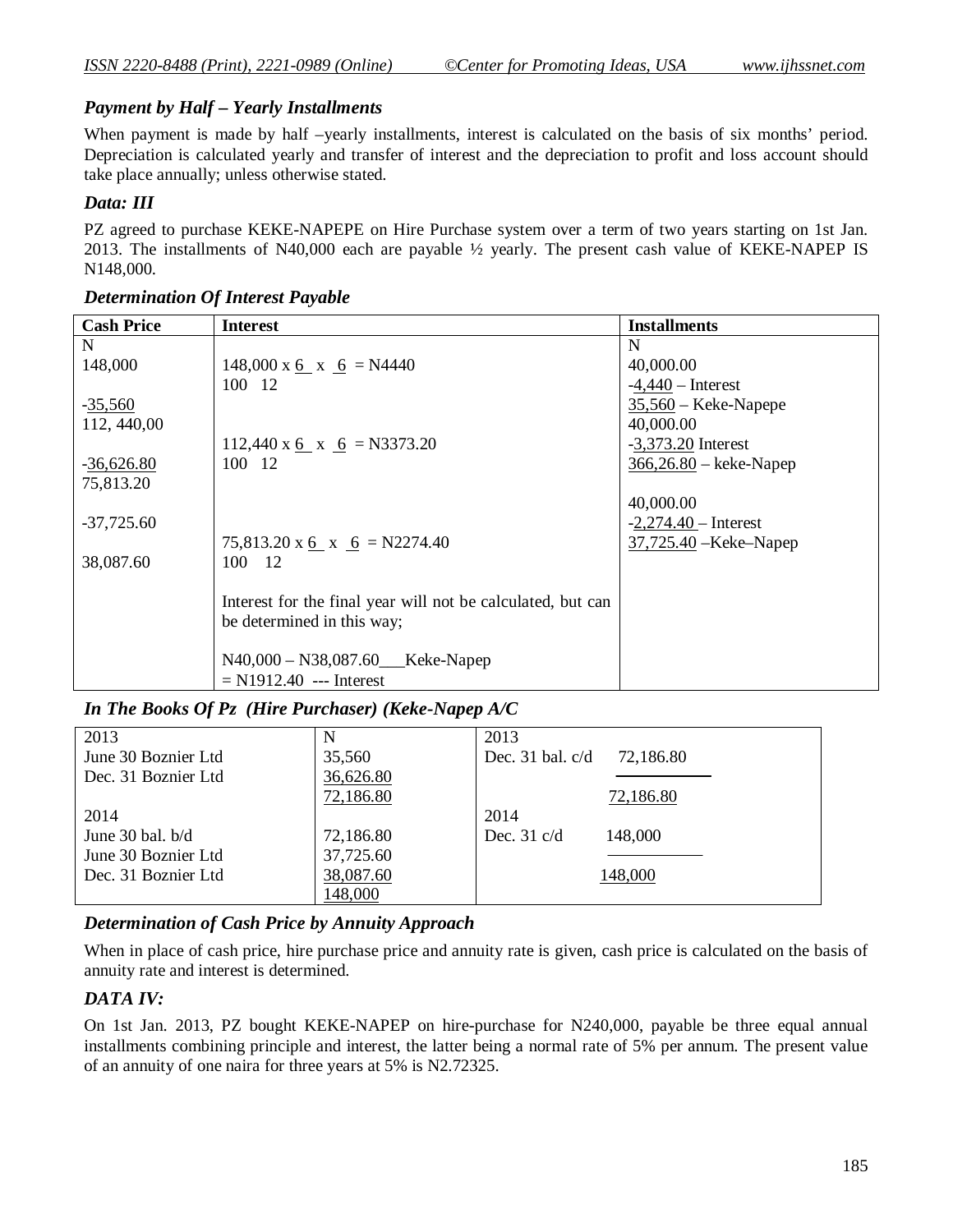### *Payment by Half – Yearly Installments*

When payment is made by half –yearly installments, interest is calculated on the basis of six months' period. Depreciation is calculated yearly and transfer of interest and the depreciation to profit and loss account should take place annually; unless otherwise stated.

### *Data: III*

PZ agreed to purchase KEKE-NAPEPE on Hire Purchase system over a term of two years starting on 1st Jan. 2013. The installments of N40,000 each are payable ½ yearly. The present cash value of KEKE-NAPEP IS N148,000.

### *Determination Of Interest Payable*

| Cash Price | Interest | Installments |
|---|---|---|
| N | | N |
| 148,000 | $148,000 \times \frac{6}{100} \times \frac{6}{12}$ = N4440 | 40,000.00 |
| | | -4,440 – Interest |
| -35,560 | | 35,560 – Keke-Napepe |
| 112, 440,00 | | 40,000.00 |
| | $112,440 \times \frac{6}{100} \times \frac{6}{12}$ = N3373.20 | -3,373.20 Interest |
| -36,626.80 | | 366,26.80 – keke-Napep |
| 75,813.20 | | |
| | | 40,000.00 |
| -37,725.60 | | -2,274.40 – Interest |
| | $75,813.20 \times \frac{6}{100} \times \frac{6}{12}$ = N2274.40 | 37,725.40 –Keke–Napep |
| 38,087.60 | | |
| | Interest for the final year will not be calculated, but can be determined in this way; | |
| | N40,000 – N38,087.60___Keke-Napep | |
| | = N1912.40 --- Interest | |

### *In The Books Of Pz (Hire Purchaser) (Keke-Napep A/C*

| | | | |
|---|---|---|---|
| 2013 | N | 2013 | |
| June 30 Boznier Ltd | 35,560 | Dec. 31 bal. c/d | 72,186.80 |
| Dec. 31 Boznier Ltd | 36,626.80 | | |
| | 72,186.80 | | 72,186.80 |
| 2014 | | 2014 | |
| June 30 bal. b/d | 72,186.80 | Dec. 31 c/d | 148,000 |
| June 30 Boznier Ltd | 37,725.60 | | |
| Dec. 31 Boznier Ltd | 38,087.60 | | 148,000 |
| | 148,000 | | |

### *Determination of Cash Price by Annuity Approach*

When in place of cash price, hire purchase price and annuity rate is given, cash price is calculated on the basis of annuity rate and interest is determined.

### *DATA IV:*

On 1st Jan. 2013, PZ bought KEKE-NAPEP on hire-purchase for N240,000, payable be three equal annual installments combining principle and interest, the latter being a normal rate of 5% per annum. The present value of an annuity of one naira for three years at 5% is N2.72325.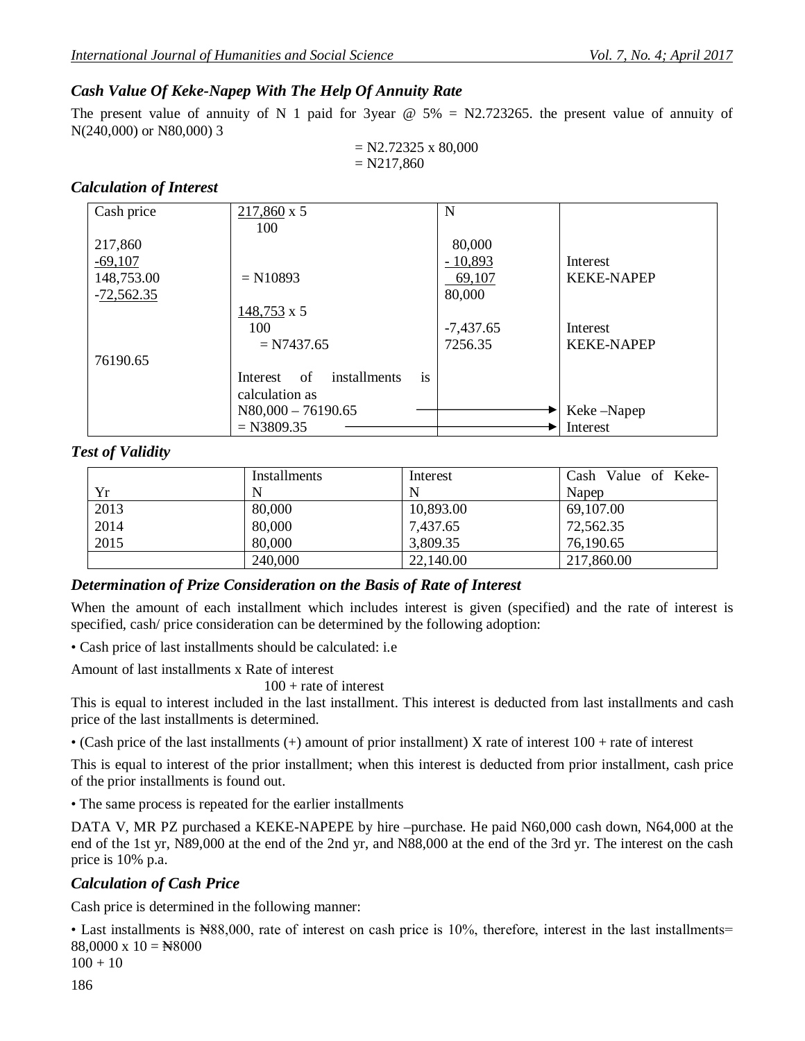### *Cash Value Of Keke-Napep With The Help Of Annuity Rate*

The present value of annuity of N 1 paid for 3year @ 5% = N2.723265. the present value of annuity of N(240,000) or N80,000) 3

= N2.72325 x 80,000
= N217,860

### *Calculation of Interest*

| | | | |
|---|---|---|---|
| Cash price | $\frac{217,860 \times 5}{100}$ | N | |
| 217,860<br>-69,107<br>148,753.00<br>-72,562.35 | = N10893 | 80,000<br>- 10,893<br>69,107<br>80,000 | Interest<br>KEKE-NAPEP |
| | $\frac{148,753 \times 5}{100}$<br>= N7437.65 | -7,437.65<br>7256.35 | Interest<br>KEKE-NAPEP |
| 76190.65 | | | |
| | Interest of installments is calculation as | | |
| | N80,000 – 76190.65 | → | Keke –Napep |
| | = N3809.35 | → | Interest |

### *Test of Validity*

| Yr | Installments N | Interest N | Cash Value of Keke-Napep |
|---|---|---|---|
| 2013 | 80,000 | 10,893.00 | 69,107.00 |
| 2014 | 80,000 | 7,437.65 | 72,562.35 |
| 2015 | 80,000 | 3,809.35 | 76,190.65 |
| | 240,000 | 22,140.00 | 217,860.00 |

### *Determination of Prize Consideration on the Basis of Rate of Interest*

When the amount of each installment which includes interest is given (specified) and the rate of interest is specified, cash/ price consideration can be determined by the following adoption:

• Cash price of last installments should be calculated: i.e

$$\frac{\text{Amount of last installments x Rate of interest}}{100 + \text{rate of interest}}$$

This is equal to interest included in the last installment. This interest is deducted from last installments and cash price of the last installments is determined.

• (Cash price of the last installments (+) amount of prior installment) X rate of interest 100 + rate of interest

This is equal to interest of the prior installment; when this interest is deducted from prior installment, cash price of the prior installments is found out.

• The same process is repeated for the earlier installments

DATA V, MR PZ purchased a KEKE-NAPEPE by hire –purchase. He paid N60,000 cash down, N64,000 at the end of the 1st yr, N89,000 at the end of the 2nd yr, and N88,000 at the end of the 3rd yr. The interest on the cash price is 10% p.a.

### *Calculation of Cash Price*

Cash price is determined in the following manner:

• Last installments is ₦88,000, rate of interest on cash price is 10%, therefore, interest in the last installments= $\frac{88,0000 \times 10}{100 + 10}$ = ₦8000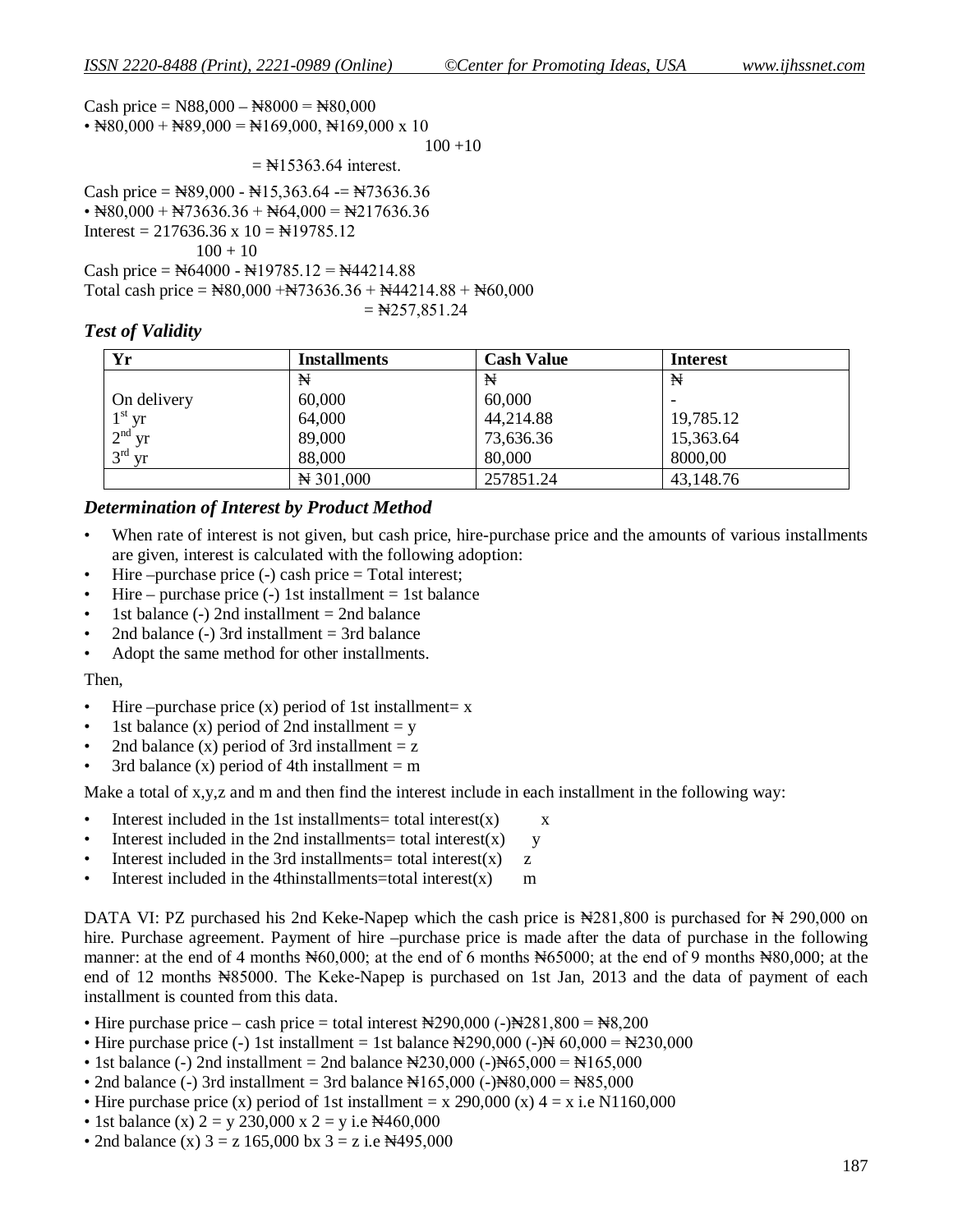Cash price = N88,000 – ₦8000 = ₦80,000

• ₦80,000 + ₦89,000 = ₦169,000, ₦169,000 x 10
$$\frac{}{100+10}$$
= ₦15363.64 interest.

Cash price = ₦89,000 - ₦15,363.64 -= ₦73636.36

• ₦80,000 + ₦73636.36 + ₦64,000 = ₦217636.36

Interest = 217636.36 x 10 = ₦19785.12
100 + 10

Cash price = ₦64000 - ₦19785.12 = ₦44214.88

Total cash price = ₦80,000 +₦73636.36 + ₦44214.88 + ₦60,000
= ₦257,851.24

### *Test of Validity*

| Yr | Installments | Cash Value | Interest |
|---|---|---|---|
| | ₦ | ₦ | ₦ |
| On delivery | 60,000 | 60,000 | - |
| 1st yr | 64,000 | 44,214.88 | 19,785.12 |
| 2nd yr | 89,000 | 73,636.36 | 15,363.64 |
| 3rd yr | 88,000 | 80,000 | 8000,00 |
| | ₦ 301,000 | 257851.24 | 43,148.76 |

### *Determination of Interest by Product Method*

- When rate of interest is not given, but cash price, hire-purchase price and the amounts of various installments are given, interest is calculated with the following adoption:
- Hire –purchase price (-) cash price = Total interest;
- Hire – purchase price (-) 1st installment = 1st balance
- 1st balance (-) 2nd installment = 2nd balance
- 2nd balance (-) 3rd installment = 3rd balance
- Adopt the same method for other installments.

Then,

- Hire –purchase price (x) period of 1st installment= x
- 1st balance (x) period of 2nd installment = y
- 2nd balance (x) period of 3rd installment = z
- 3rd balance (x) period of 4th installment = m

Make a total of x,y,z and m and then find the interest include in each installment in the following way:

- Interest included in the 1st installments= total interest(x) x
- Interest included in the 2nd installments= total interest(x) y
- Interest included in the 3rd installments= total interest(x) z
- Interest included in the 4thinstallments=total interest(x) m

DATA VI: PZ purchased his 2nd Keke-Napep which the cash price is ₦281,800 is purchased for ₦ 290,000 on hire. Purchase agreement. Payment of hire –purchase price is made after the data of purchase in the following manner: at the end of 4 months ₦60,000; at the end of 6 months ₦65000; at the end of 9 months ₦80,000; at the end of 12 months ₦85000. The Keke-Napep is purchased on 1st Jan, 2013 and the data of payment of each installment is counted from this data.

- Hire purchase price – cash price = total interest ₦290,000 (-)₦281,800 = ₦8,200
- Hire purchase price (-) 1st installment = 1st balance ₦290,000 (-)₦ 60,000 = ₦230,000
- 1st balance (-) 2nd installment = 2nd balance ₦230,000 (-)₦65,000 = ₦165,000
- 2nd balance (-) 3rd installment = 3rd balance ₦165,000 (-)₦80,000 = ₦85,000
- Hire purchase price (x) period of 1st installment = x 290,000 (x) 4 = x i.e N1160,000
- 1st balance (x) 2 = y 230,000 x 2 = y i.e ₦460,000
- 2nd balance (x) 3 = z 165,000 bx 3 = z i.e ₦495,000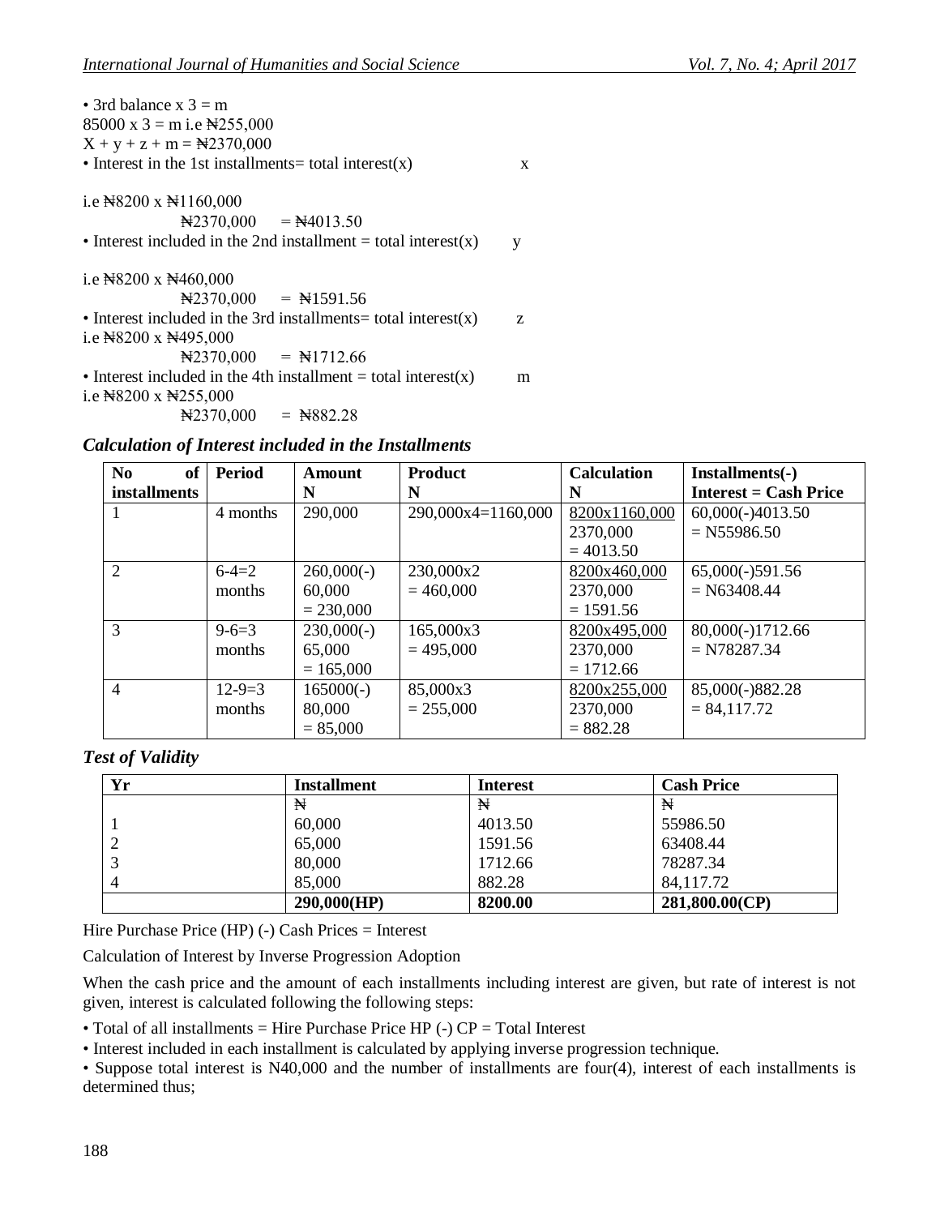• 3rd balance x 3 = m

85000 x 3 = m i.e ₦255,000

X + y + z + m = ₦2370,000

• Interest in the 1st installments= total interest(x) x

i.e ₦8200 x ₦1160,000

₦2370,000 = ₦4013.50

• Interest included in the 2nd installment = total interest(x) y

i.e ₦8200 x ₦460,000

₦2370,000 = ₦1591.56

• Interest included in the 3rd installments= total interest(x) z

i.e ₦8200 x ₦495,000

₦2370,000 = ₦1712.66

• Interest included in the 4th installment = total interest(x) m

i.e ₦8200 x ₦255,000

₦2370,000 = ₦882.28

### *Calculation of Interest included in the Installments*

| No of installments | Period | Amount N | Product N | Calculation N | Installments(-) Interest = Cash Price |
|---|---|---|---|---|---|
| 1 | 4 months | 290,000 | 290,000x4=1160,000 | 8200x1160,000 / 2370,000 = 4013.50 | 60,000(-)4013.50 = N55986.50 |
| 2 | 6-4=2 months | 260,000(-) 60,000 = 230,000 | 230,000x2 = 460,000 | 8200x460,000 / 2370,000 = 1591.56 | 65,000(-)591.56 = N63408.44 |
| 3 | 9-6=3 months | 230,000(-) 65,000 = 165,000 | 165,000x3 = 495,000 | 8200x495,000 / 2370,000 = 1712.66 | 80,000(-)1712.66 = N78287.34 |
| 4 | 12-9=3 months | 165000(-) 80,000 = 85,000 | 85,000x3 = 255,000 | 8200x255,000 / 2370,000 = 882.28 | 85,000(-)882.28 = 84,117.72 |

### *Test of Validity*

| Yr | Installment | Interest | Cash Price |
|---|---|---|---|
| | ₦ | ₦ | ₦ |
| 1 | 60,000 | 4013.50 | 55986.50 |
| 2 | 65,000 | 1591.56 | 63408.44 |
| 3 | 80,000 | 1712.66 | 78287.34 |
| 4 | 85,000 | 882.28 | 84,117.72 |
| | **290,000(HP)** | **8200.00** | **281,800.00(CP)** |

Hire Purchase Price (HP) (-) Cash Prices = Interest

Calculation of Interest by Inverse Progression Adoption

When the cash price and the amount of each installments including interest are given, but rate of interest is not given, interest is calculated following the following steps:

• Total of all installments = Hire Purchase Price HP (-) CP = Total Interest

• Interest included in each installment is calculated by applying inverse progression technique.

• Suppose total interest is N40,000 and the number of installments are four(4), interest of each installments is determined thus;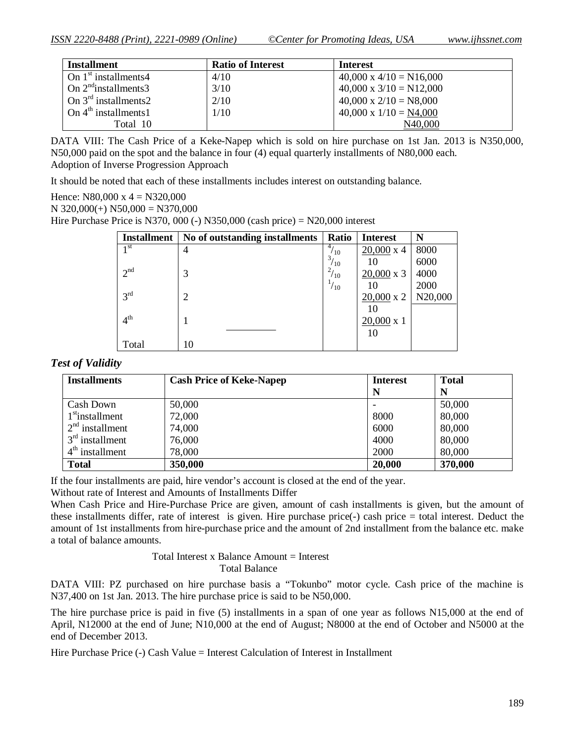| Installment | Ratio of Interest | Interest |
|---|---|---|
| On 1st installments4 | 4/10 | 40,000 x 4/10 = N16,000 |
| On 2ndinstallments3 | 3/10 | 40,000 x 3/10 = N12,000 |
| On 3rd installments2 | 2/10 | 40,000 x 2/10 = N8,000 |
| On 4th installments1 | 1/10 | 40,000 x 1/10 = N4,000 |
| Total 10 | | N40,000 |

DATA VIII: The Cash Price of a Keke-Napep which is sold on hire purchase on 1st Jan. 2013 is N350,000, N50,000 paid on the spot and the balance in four (4) equal quarterly installments of N80,000 each.

Adoption of Inverse Progression Approach

It should be noted that each of these installments includes interest on outstanding balance.

Hence: N80,000 x 4 = N320,000

N 320,000(+) N50,000 = N370,000

Hire Purchase Price is N370, 000 (-) N350,000 (cash price) = N20,000 interest

| Installment | No of outstanding installments | Ratio | Interest | N |
|---|---|---|---|---|
| 1st | 4 | $^4/_{10}$ | $\frac{20,000 \times 4}{10}$ | 8000 |
| 2nd | 3 | $^3/_{10}$ | $\frac{20,000 \times 3}{10}$ | 6000 |
| 3rd | 2 | $^2/_{10}$ | $\frac{20,000 \times 2}{10}$ | 4000 |
| 4th | 1 | $^1/_{10}$ | $\frac{20,000 \times 1}{10}$ | 2000 |
| Total | 10 | | | N20,000 |

### *Test of Validity*

| Installments | Cash Price of Keke-Napep | Interest N | Total N |
|---|---|---|---|
| Cash Down | 50,000 | - | 50,000 |
| 1stinstallment | 72,000 | 8000 | 80,000 |
| 2nd installment | 74,000 | 6000 | 80,000 |
| 3rd installment | 76,000 | 4000 | 80,000 |
| 4th installment | 78,000 | 2000 | 80,000 |
| **Total** | **350,000** | **20,000** | **370,000** |

If the four installments are paid, hire vendor's account is closed at the end of the year.

Without rate of Interest and Amounts of Installments Differ

When Cash Price and Hire-Purchase Price are given, amount of cash installments is given, but the amount of these installments differ, rate of interest is given. Hire purchase price(-) cash price = total interest. Deduct the amount of 1st installments from hire-purchase price and the amount of 2nd installment from the balance etc. make a total of balance amounts.

$$\frac{\text{Total Interest} \times \text{Balance Amount}}{\text{Total Balance}} = \text{Interest}$$

DATA VIII: PZ purchased on hire purchase basis a "Tokunbo" motor cycle. Cash price of the machine is N37,400 on 1st Jan. 2013. The hire purchase price is said to be N50,000.

The hire purchase price is paid in five (5) installments in a span of one year as follows N15,000 at the end of April, N12000 at the end of June; N10,000 at the end of August; N8000 at the end of October and N5000 at the end of December 2013.

Hire Purchase Price (-) Cash Value = Interest Calculation of Interest in Installment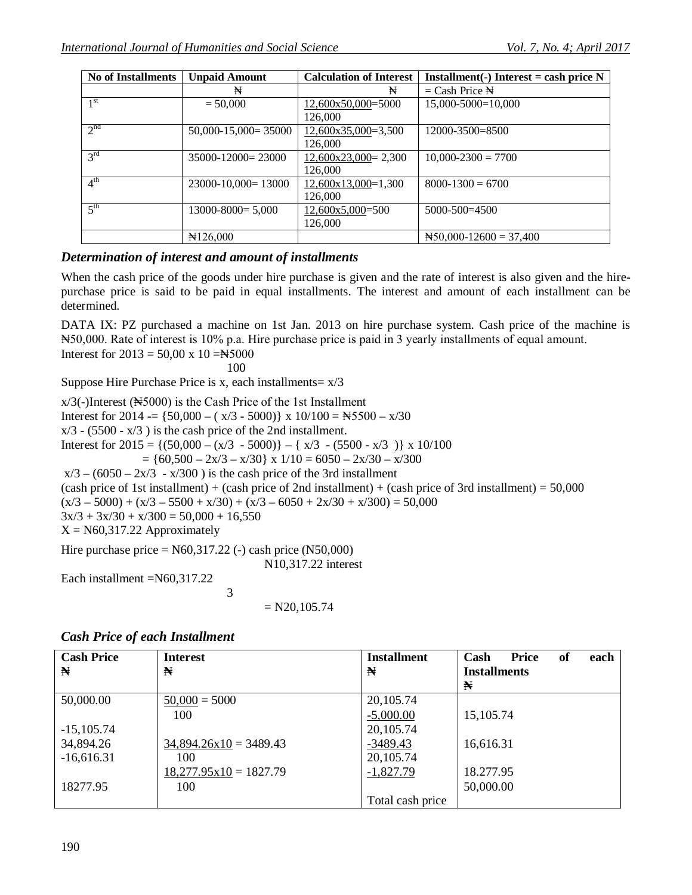| No of Installments | Unpaid Amount | Calculation of Interest | Installment(-) Interest = cash price N |
|---|---|---|---|
| | ₦ | ₦ | = Cash Price ₦ |
| 1st | = 50,000 | $\frac{12,600 \times 50,000}{126,000}$=5000 | 15,000-5000=10,000 |
| 2nd | 50,000-15,000= 35000 | $\frac{12,600 \times 35,000}{126,000}$=3,500 | 12000-3500=8500 |
| 3rd | 35000-12000= 23000 | $\frac{12,600 \times 23,000}{126,000}$= 2,300 | 10,000-2300 = 7700 |
| 4th | 23000-10,000= 13000 | $\frac{12,600 \times 13,000}{126,000}$=1,300 | 8000-1300 = 6700 |
| 5th | 13000-8000= 5,000 | $\frac{12,600 \times 5,000}{126,000}$=500 | 5000-500=4500 |
| | ₦126,000 | | ₦50,000-12600 = 37,400 |

### *Determination of interest and amount of installments*

When the cash price of the goods under hire purchase is given and the rate of interest is also given and the hire-purchase price is said to be paid in equal installments. The interest and amount of each installment can be determined.

DATA IX: PZ purchased a machine on 1st Jan. 2013 on hire purchase system. Cash price of the machine is ₦50,000. Rate of interest is 10% p.a. Hire purchase price is paid in 3 yearly installments of equal amount.

Interest for 2013 = $\frac{50,00 \times 10}{100}$ =₦5000

Suppose Hire Purchase Price is x, each installments= x/3

x/3(-)Interest (₦5000) is the Cash Price of the 1st Installment

Interest for 2014 -= {50,000 – ( x/3 - 5000)} x 10/100 = ₦5500 – x/30

x/3 - (5500 - x/3 ) is the cash price of the 2nd installment.

Interest for 2015 = {(50,000 – (x/3 - 5000)} – { x/3 - (5500 - x/3 )} x 10/100

= {60,500 – 2x/3 – x/30} x 1/10 = 6050 – 2x/30 – x/300

x/3 – (6050 – 2x/3 - x/300 ) is the cash price of the 3rd installment

(cash price of 1st installment) + (cash price of 2nd installment) + (cash price of 3rd installment) = 50,000

(x/3 – 5000) + (x/3 – 5500 + x/30) + (x/3 – 6050 + 2x/30 + x/300) = 50,000

3x/3 + 3x/30 + x/300 = 50,000 + 16,550

X = N60,317.22 Approximately

Hire purchase price = N60,317.22 (-) cash price (N50,000)

N10,317.22 interest

Each installment = $\frac{N60,317.22}{3}$

= N20,105.74

### *Cash Price of each Installment*

| Cash Price ₦ | Interest ₦ | Installment ₦ | Cash Price of each Installments ₦ |
|---|---|---|---|
| 50,000.00 | $\frac{50,000}{100}$ = 5000 | 20,105.74 | |
| | | -5,000.00 | 15,105.74 |
| -15,105.74 | | 20,105.74 | |
| 34,894.26 | $\frac{34,894.26 \times 10}{100}$ = 3489.43 | -3489.43 | 16,616.31 |
| -16,616.31 | | 20,105.74 | |
| | $\frac{18,277.95 \times 10}{100}$ = 1827.79 | -1,827.79 | 18.277.95 |
| 18277.95 | | | 50,000.00 |
| | | Total cash price | |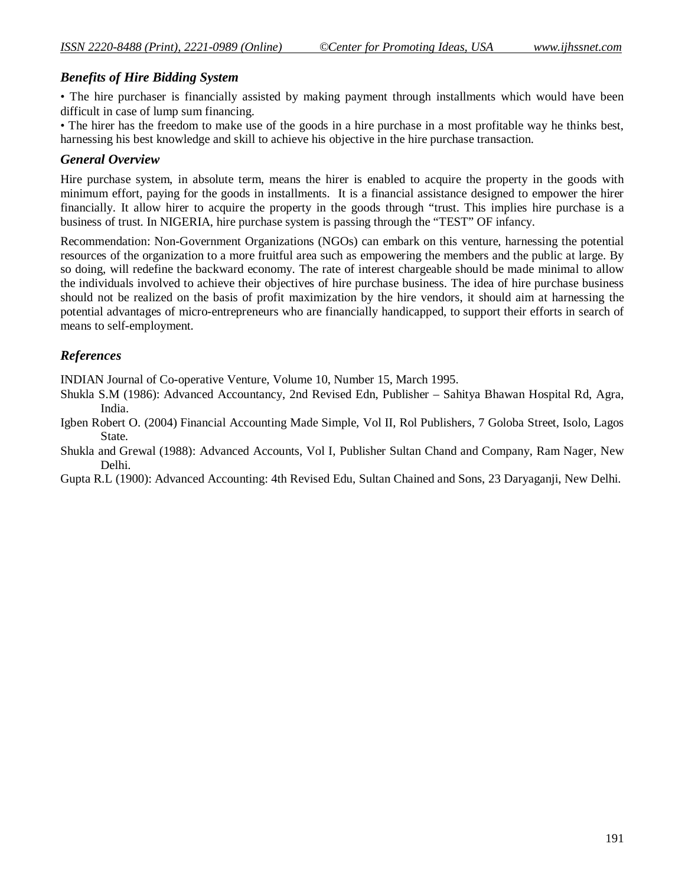### *Benefits of Hire Bidding System*

- The hire purchaser is financially assisted by making payment through installments which would have been difficult in case of lump sum financing.
- The hirer has the freedom to make use of the goods in a hire purchase in a most profitable way he thinks best, harnessing his best knowledge and skill to achieve his objective in the hire purchase transaction.

### *General Overview*

Hire purchase system, in absolute term, means the hirer is enabled to acquire the property in the goods with minimum effort, paying for the goods in installments. It is a financial assistance designed to empower the hirer financially. It allow hirer to acquire the property in the goods through "trust. This implies hire purchase is a business of trust. In NIGERIA, hire purchase system is passing through the "TEST" OF infancy.

Recommendation: Non-Government Organizations (NGOs) can embark on this venture, harnessing the potential resources of the organization to a more fruitful area such as empowering the members and the public at large. By so doing, will redefine the backward economy. The rate of interest chargeable should be made minimal to allow the individuals involved to achieve their objectives of hire purchase business. The idea of hire purchase business should not be realized on the basis of profit maximization by the hire vendors, it should aim at harnessing the potential advantages of micro-entrepreneurs who are financially handicapped, to support their efforts in search of means to self-employment.

## *References*

INDIAN Journal of Co-operative Venture, Volume 10, Number 15, March 1995.

Shukla S.M (1986): Advanced Accountancy, 2nd Revised Edn, Publisher – Sahitya Bhawan Hospital Rd, Agra, India.

Igben Robert O. (2004) Financial Accounting Made Simple, Vol II, Rol Publishers, 7 Goloba Street, Isolo, Lagos State.

Shukla and Grewal (1988): Advanced Accounts, Vol I, Publisher Sultan Chand and Company, Ram Nager, New Delhi.

Gupta R.L (1900): Advanced Accounting: 4th Revised Edu, Sultan Chained and Sons, 23 Daryaganji, New Delhi.